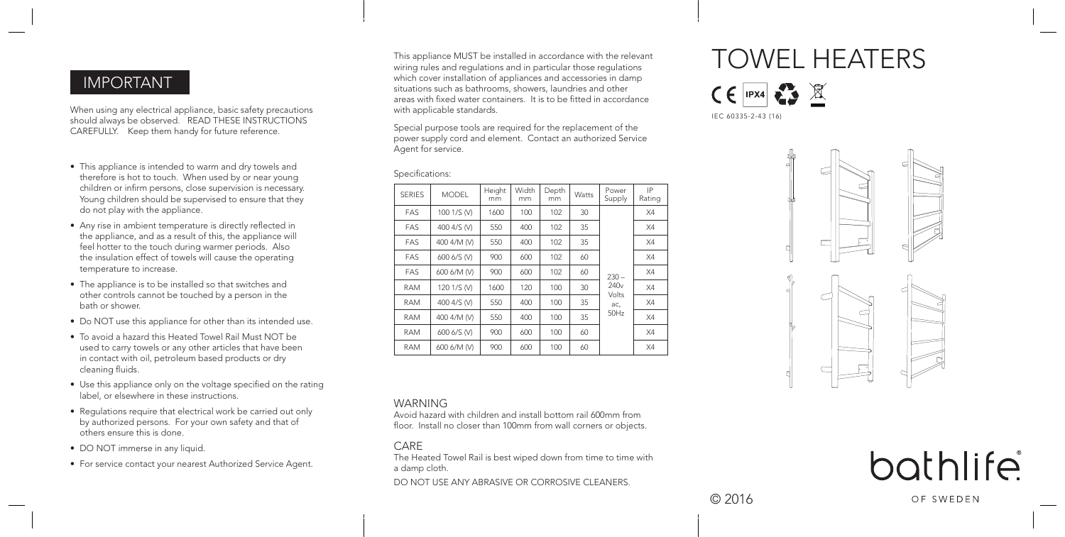## IMPORTANT

When using any electrical appliance, basic safety precautions should always be observed. READ THESE INSTRUCTIONS CAREFULLY. Keep them handy for future reference.

- This appliance is intended to warm and dry towels and therefore is hot to touch. When used by or near young children or infirm persons, close supervision is necessary. Young children should be supervised to ensure that they do not play with the appliance.
- Any rise in ambient temperature is directly reflected in the appliance, and as a result of this, the appliance will feel hotter to the touch during warmer periods. Also the insulation effect of towels will cause the operating temperature to increase.
- The appliance is to be installed so that switches and other controls cannot be touched by a person in the bath or shower.
- Do NOT use this appliance for other than its intended use.
- To avoid a hazard this Heated Towel Rail Must NOT be used to carry towels or any other articles that have been in contact with oil, petroleum based products or dry cleaning fluids.
- Use this appliance only on the voltage specified on the rating label, or elsewhere in these instructions.
- Regulations require that electrical work be carried out only by authorized persons. For your own safety and that of others ensure this is done.
- DO NOT immerse in any liquid.
- For service contact your nearest Authorized Service Agent.

This appliance MUST be installed in accordance with the relevant wiring rules and regulations and in particular those regulations which cover installation of appliances and accessories in damp situations such as bathrooms, showers, laundries and other areas with fixed water containers. It is to be fitted in accordance with applicable standards.

Special purpose tools are required for the replacement of the power supply cord and element. Contact an authorized Service Agent for service.

Specifications:

| SERIES | MODEL | Height mm | Width mm | Depth mm | Watts | Power Supply | IP Rating |
|---|---|---|---|---|---|---|---|
| FAS | 100 1/S (V) | 1600 | 100 | 102 | 30 | 230 – 240v Volts ac, 50Hz | X4 |
| FAS | 400 4/S (V) | 550 | 400 | 102 | 35 | | X4 |
| FAS | 400 4/M (V) | 550 | 400 | 102 | 35 | | X4 |
| FAS | 600 6/S (V) | 900 | 600 | 102 | 60 | | X4 |
| FAS | 600 6/M (V) | 900 | 600 | 102 | 60 | | X4 |
| RAM | 120 1/S (V) | 1600 | 120 | 100 | 30 | | X4 |
| RAM | 400 4/S (V) | 550 | 400 | 100 | 35 | | X4 |
| RAM | 400 4/M (V) | 550 | 400 | 100 | 35 | | X4 |
| RAM | 600 6/S (V) | 900 | 600 | 100 | 60 | | X4 |
| RAM | 600 6/M (V) | 900 | 600 | 100 | 60 | | X4 |

### WARNING

Avoid hazard with children and install bottom rail 600mm from floor. Install no closer than 100mm from wall corners or objects.

### CARE

The Heated Towel Rail is best wiped down from time to time with a damp cloth.

DO NOT USE ANY ABRASIVE OR CORROSIVE CLEANERS.

# TOWEL HEATERS

CE IPX4

IEC 60335-2-43 (16)

bathlife®

OF SWEDEN

© 2016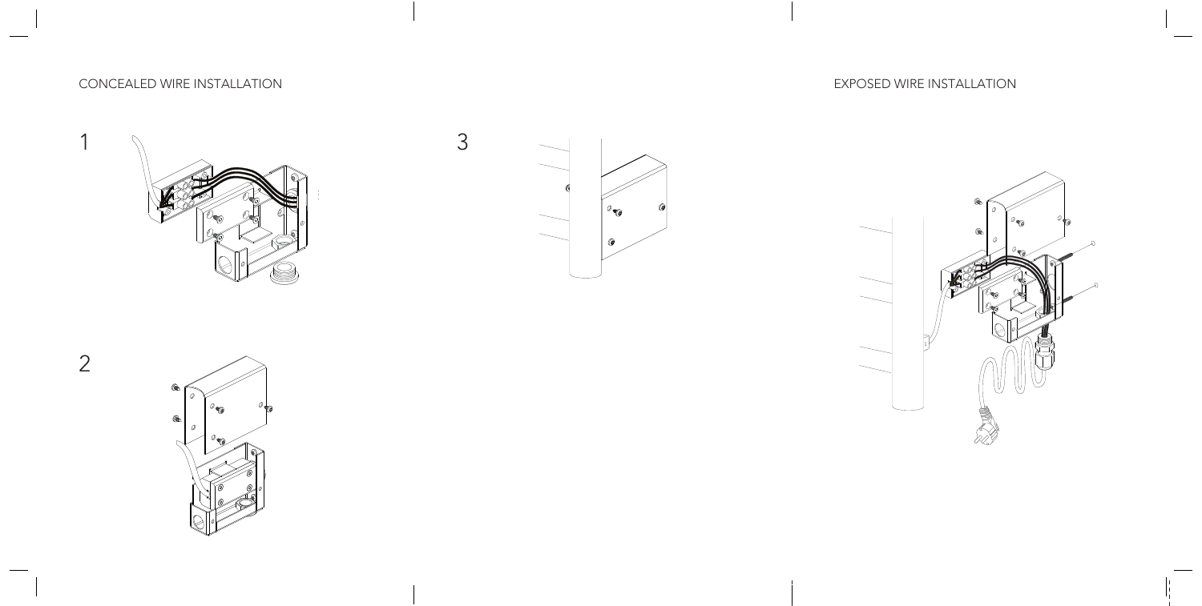## CONCEALED WIRE INSTALLATION

1

2

3

## EXPOSED WIRE INSTALLATION